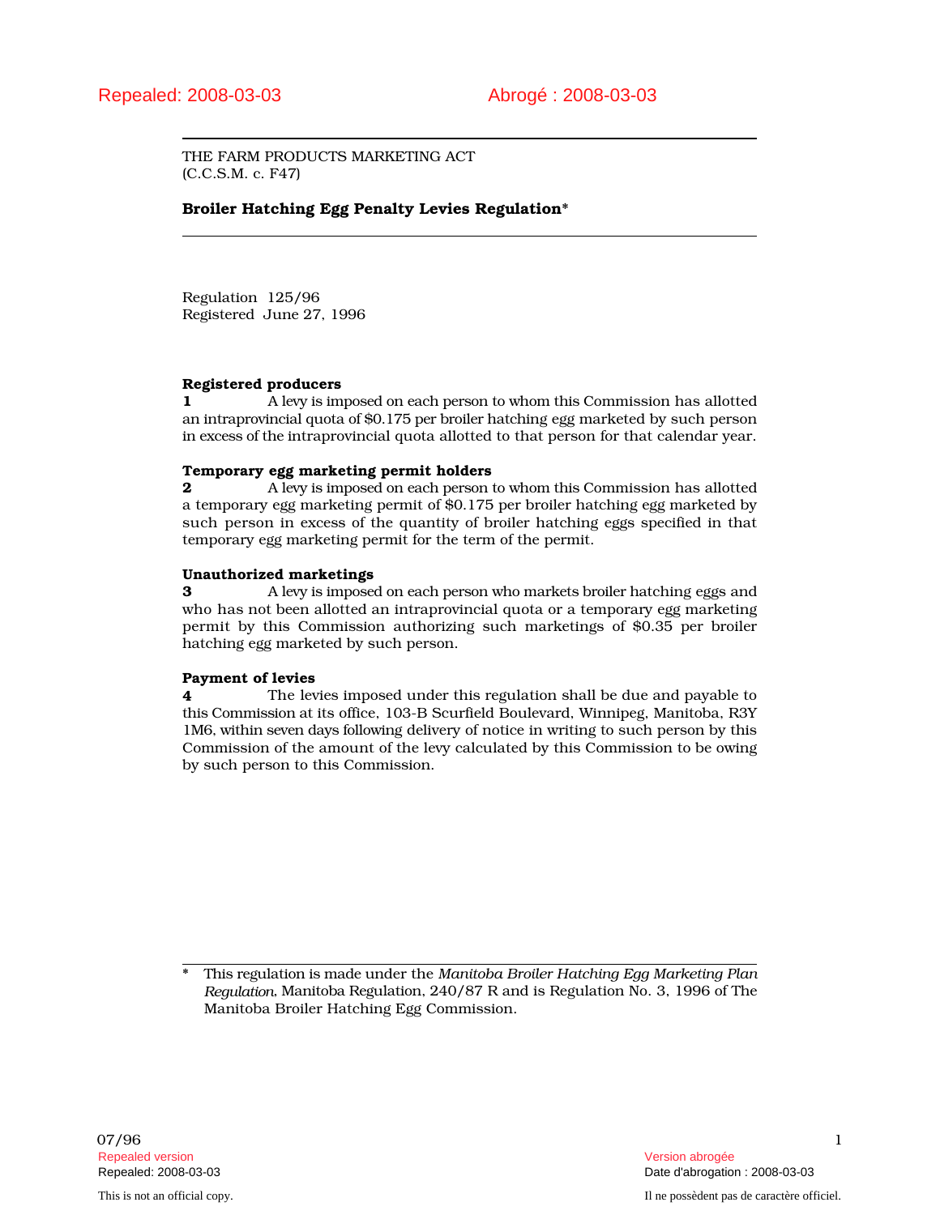Repealed: 2008-03-03 Abrogé : 2008-03-03

THE FARM PRODUCTS MARKETING ACT
(C.C.S.M. c. F47)

# Broiler Hatching Egg Penalty Levies Regulation*

Regulation 125/96
Registered June 27, 1996

**Registered producers**

**1** A levy is imposed on each person to whom this Commission has allotted an intraprovincial quota of $0.175 per broiler hatching egg marketed by such person in excess of the intraprovincial quota allotted to that person for that calendar year.

**Temporary egg marketing permit holders**

**2** A levy is imposed on each person to whom this Commission has allotted a temporary egg marketing permit of $0.175 per broiler hatching egg marketed by such person in excess of the quantity of broiler hatching eggs specified in that temporary egg marketing permit for the term of the permit.

**Unauthorized marketings**

**3** A levy is imposed on each person who markets broiler hatching eggs and who has not been allotted an intraprovincial quota or a temporary egg marketing permit by this Commission authorizing such marketings of $0.35 per broiler hatching egg marketed by such person.

**Payment of levies**

**4** The levies imposed under this regulation shall be due and payable to this Commission at its office, 103-B Scurfield Boulevard, Winnipeg, Manitoba, R3Y 1M6, within seven days following delivery of notice in writing to such person by this Commission of the amount of the levy calculated by this Commission to be owing by such person to this Commission.

---

\* This regulation is made under the *Manitoba Broiler Hatching Egg Marketing Plan Regulation*, Manitoba Regulation, 240/87 R and is Regulation No. 3, 1996 of The Manitoba Broiler Hatching Egg Commission.

07/96

Repealed version / Version abrogée
Repealed: 2008-03-03 / Date d'abrogation : 2008-03-03

This is not an official copy. / Il ne possèdent pas de caractère officiel.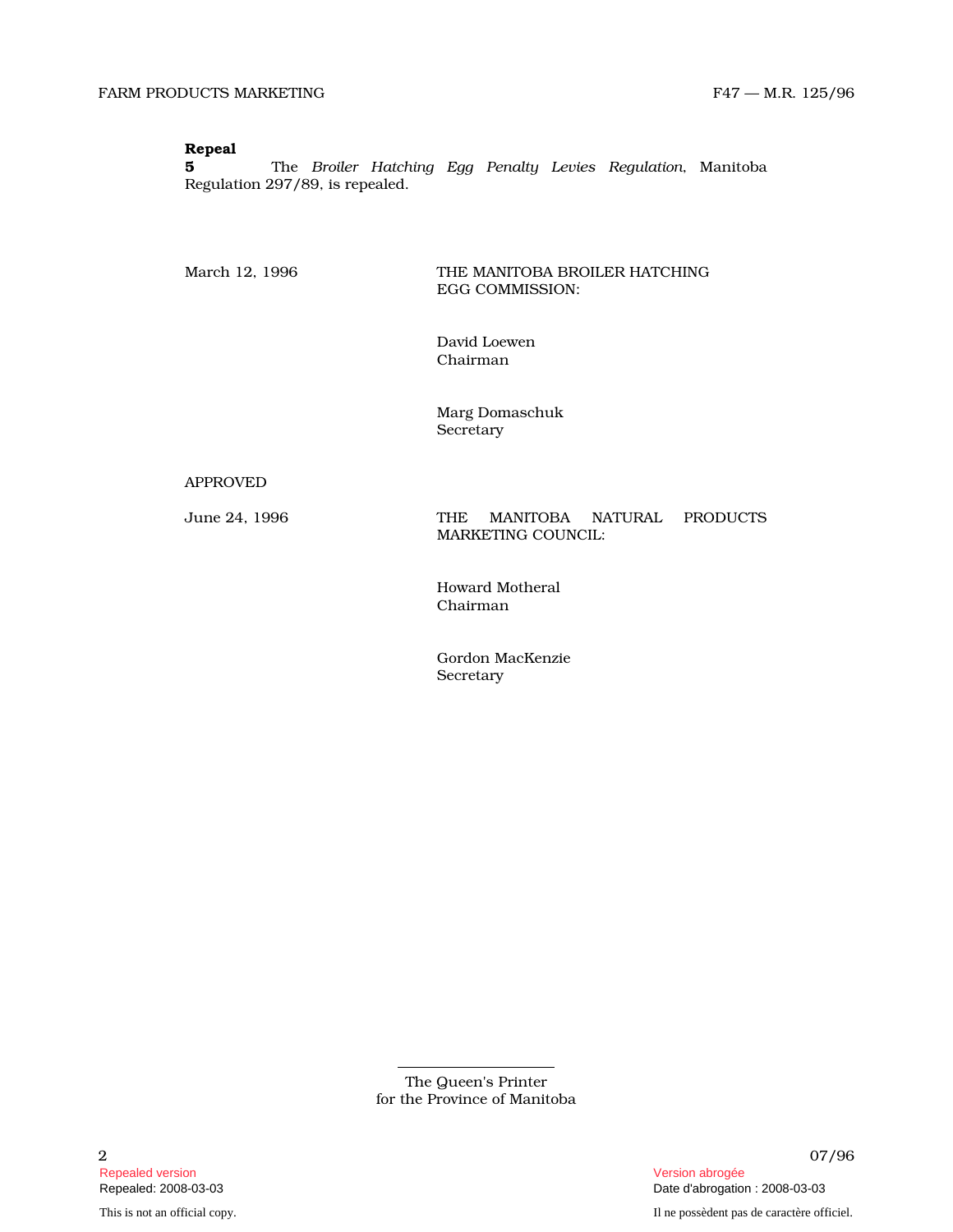**Repeal**

**5** The *Broiler Hatching Egg Penalty Levies Regulation*, Manitoba Regulation 297/89, is repealed.

March 12, 1996

THE MANITOBA BROILER HATCHING EGG COMMISSION:

David Loewen
Chairman

Marg Domaschuk
Secretary

APPROVED

June 24, 1996

THE MANITOBA NATURAL PRODUCTS MARKETING COUNCIL:

Howard Motheral
Chairman

Gordon MacKenzie
Secretary

The Queen's Printer
for the Province of Manitoba

Repealed version
Repealed: 2008-03-03

Version abrogée
Date d'abrogation : 2008-03-03

This is not an official copy.

Il ne possèdent pas de caractère officiel.